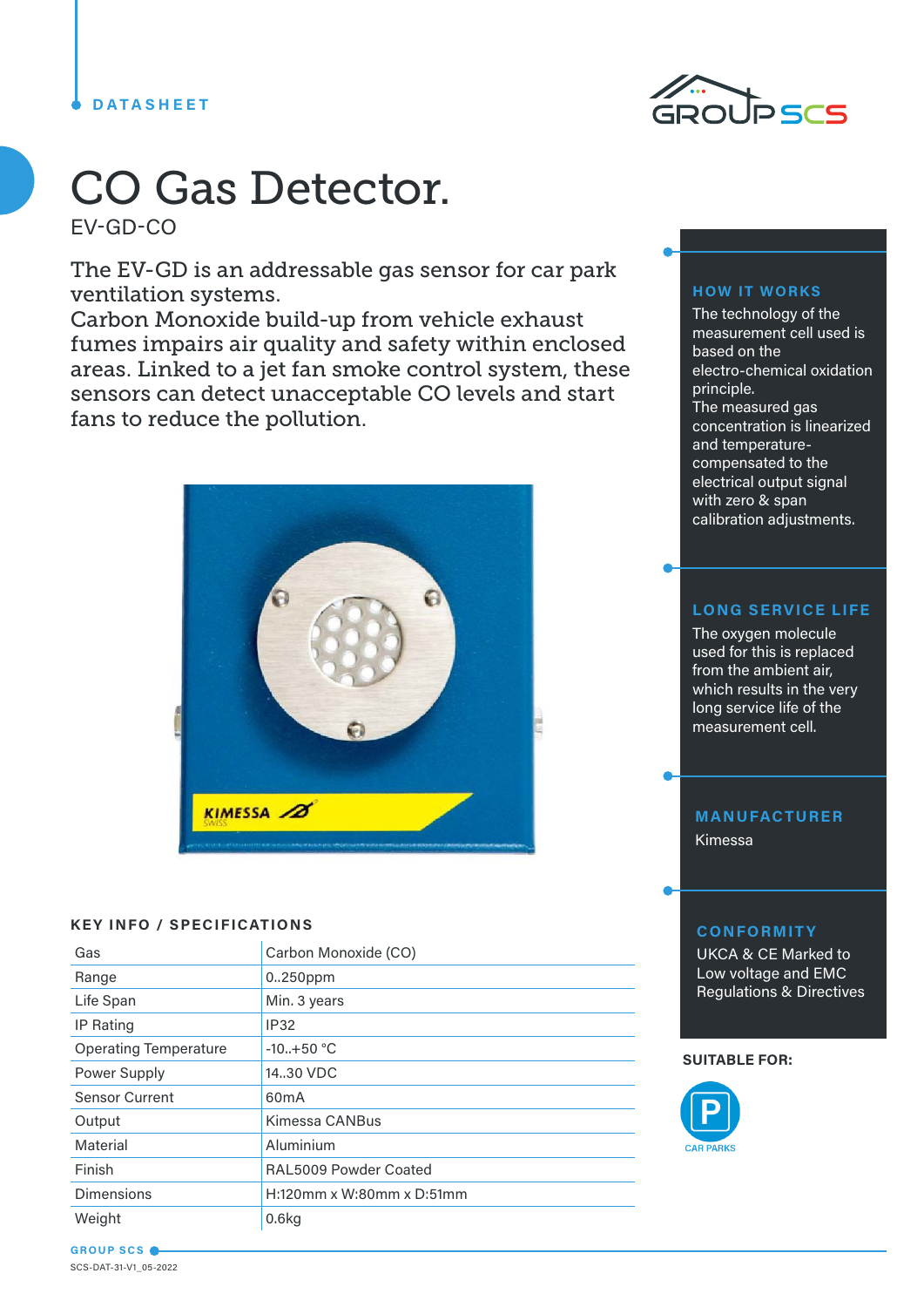DATASHEET

# CO Gas Detector.

EV-GD-CO

The EV-GD is an addressable gas sensor for car park ventilation systems.
Carbon Monoxide build-up from vehicle exhaust fumes impairs air quality and safety within enclosed areas. Linked to a jet fan smoke control system, these sensors can detect unacceptable CO levels and start fans to reduce the pollution.

## KEY INFO / SPECIFICATIONS

| | |
|---|---|
| Gas | Carbon Monoxide (CO) |
| Range | 0..250ppm |
| Life Span | Min. 3 years |
| IP Rating | IP32 |
| Operating Temperature | -10..+50 °C |
| Power Supply | 14..30 VDC |
| Sensor Current | 60mA |
| Output | Kimessa CANBus |
| Material | Aluminium |
| Finish | RAL5009 Powder Coated |
| Dimensions | H:120mm x W:80mm x D:51mm |
| Weight | 0.6kg |

### HOW IT WORKS

The technology of the measurement cell used is based on the electro-chemical oxidation principle.
The measured gas concentration is linearized and temperature-compensated to the electrical output signal with zero & span calibration adjustments.

### LONG SERVICE LIFE

The oxygen molecule used for this is replaced from the ambient air, which results in the very long service life of the measurement cell.

### MANUFACTURER

Kimessa

### CONFORMITY

UKCA & CE Marked to Low voltage and EMC Regulations & Directives

**SUITABLE FOR:**

CAR PARKS

SCS-DAT-31-V1_05-2022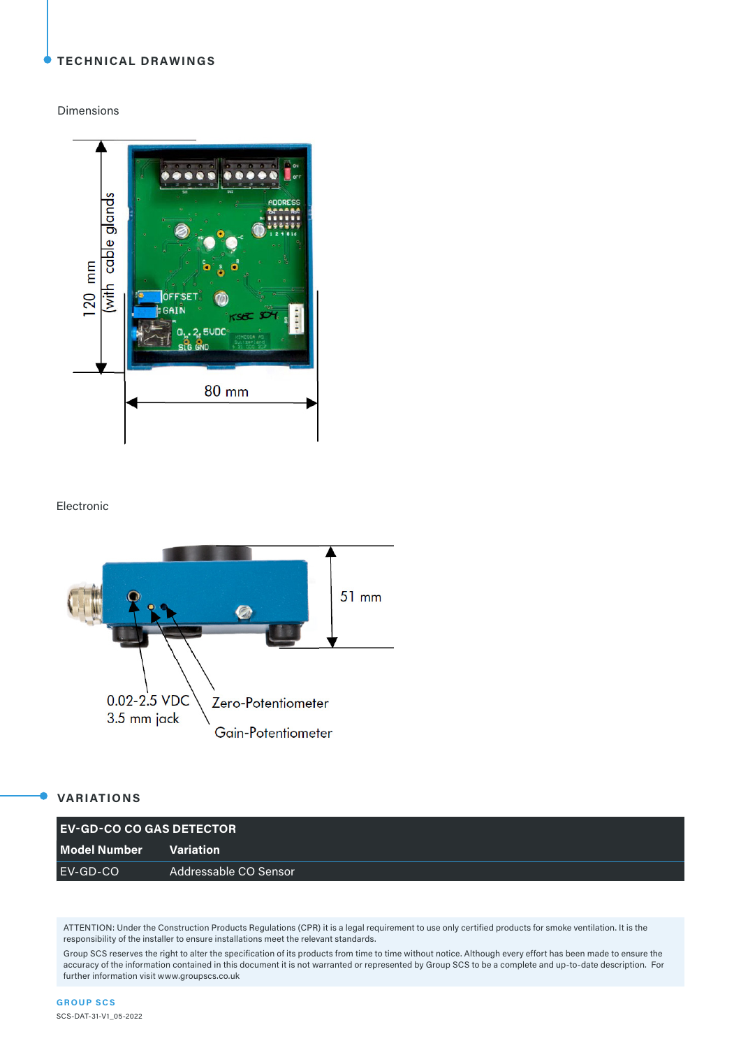## TECHNICAL DRAWINGS

Dimensions

120 mm (with cable glands)

80 mm

Electronic

51 mm

0.02-2.5 VDC
3.5 mm jack

Zero-Potentiometer

Gain-Potentiometer

## VARIATIONS

| EV-GD-CO CO GAS DETECTOR | |
|---|---|
| **Model Number** | **Variation** |
| EV-GD-CO | Addressable CO Sensor |

ATTENTION: Under the Construction Products Regulations (CPR) it is a legal requirement to use only certified products for smoke ventilation. It is the responsibility of the installer to ensure installations meet the relevant standards.

Group SCS reserves the right to alter the specification of its products from time to time without notice. Although every effort has been made to ensure the accuracy of the information contained in this document it is not warranted or represented by Group SCS to be a complete and up-to-date description. For further information visit www.groupscs.co.uk

GROUP SCS

SCS-DAT-31-V1_05-2022